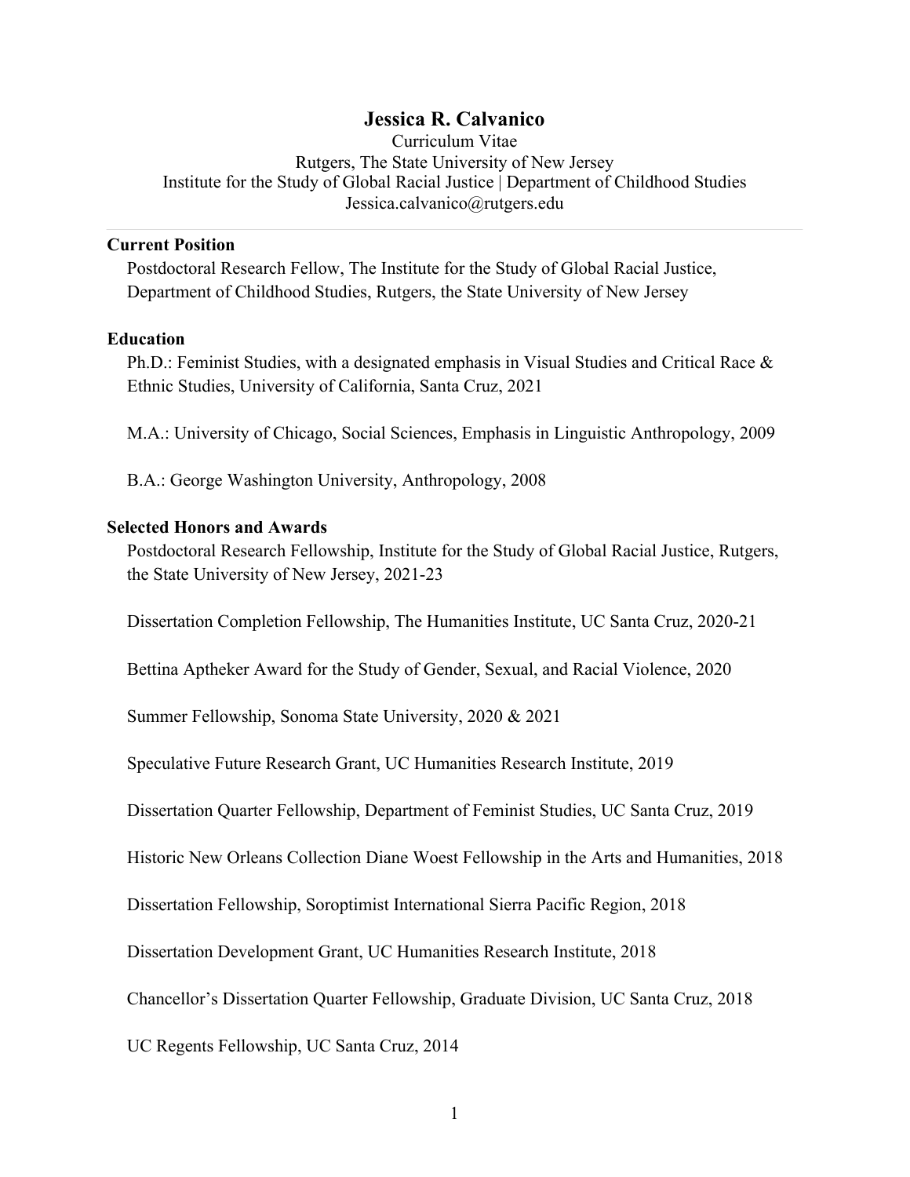# Jessica R. Calvanico

Curriculum Vitae
Rutgers, The State University of New Jersey
Institute for the Study of Global Racial Justice | Department of Childhood Studies
Jessica.calvanico@rutgers.edu

---

## Current Position

Postdoctoral Research Fellow, The Institute for the Study of Global Racial Justice, Department of Childhood Studies, Rutgers, the State University of New Jersey

## Education

Ph.D.: Feminist Studies, with a designated emphasis in Visual Studies and Critical Race & Ethnic Studies, University of California, Santa Cruz, 2021

M.A.: University of Chicago, Social Sciences, Emphasis in Linguistic Anthropology, 2009

B.A.: George Washington University, Anthropology, 2008

## Selected Honors and Awards

Postdoctoral Research Fellowship, Institute for the Study of Global Racial Justice, Rutgers, the State University of New Jersey, 2021-23

Dissertation Completion Fellowship, The Humanities Institute, UC Santa Cruz, 2020-21

Bettina Aptheker Award for the Study of Gender, Sexual, and Racial Violence, 2020

Summer Fellowship, Sonoma State University, 2020 & 2021

Speculative Future Research Grant, UC Humanities Research Institute, 2019

Dissertation Quarter Fellowship, Department of Feminist Studies, UC Santa Cruz, 2019

Historic New Orleans Collection Diane Woest Fellowship in the Arts and Humanities, 2018

Dissertation Fellowship, Soroptimist International Sierra Pacific Region, 2018

Dissertation Development Grant, UC Humanities Research Institute, 2018

Chancellor's Dissertation Quarter Fellowship, Graduate Division, UC Santa Cruz, 2018

UC Regents Fellowship, UC Santa Cruz, 2014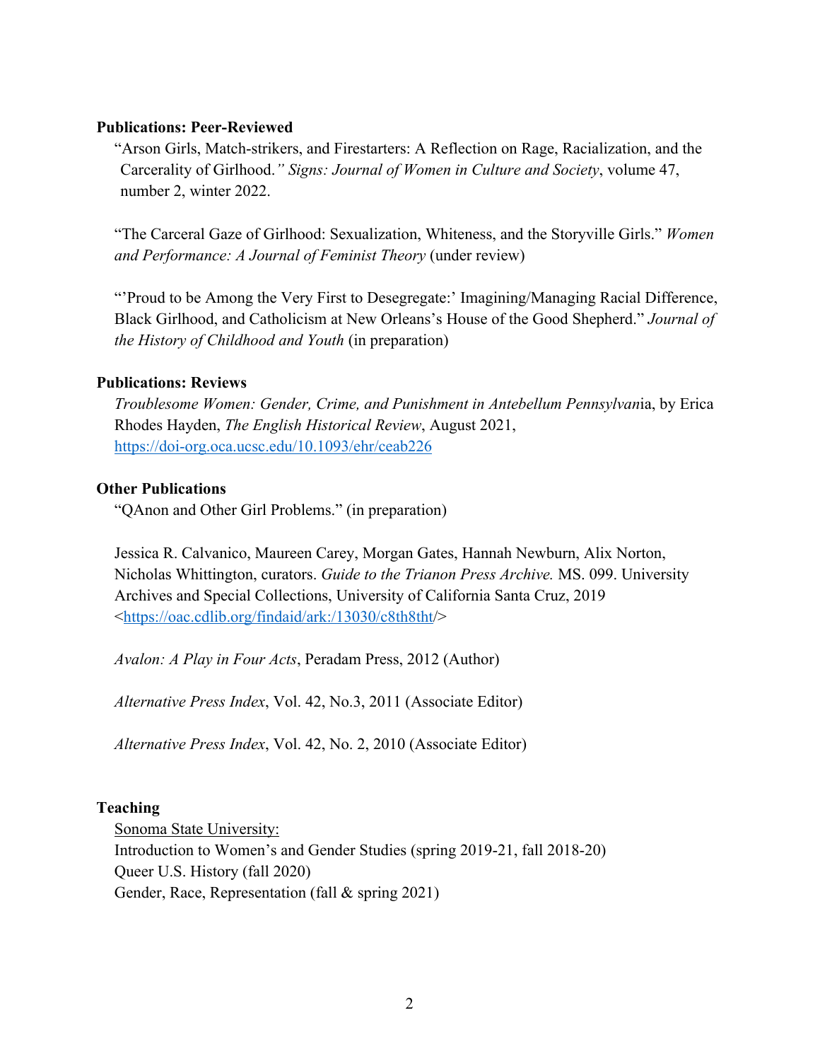**Publications: Peer-Reviewed**

"Arson Girls, Match-strikers, and Firestarters: A Reflection on Rage, Racialization, and the Carcerality of Girlhood.*" Signs: Journal of Women in Culture and Society*, volume 47, number 2, winter 2022.

"The Carceral Gaze of Girlhood: Sexualization, Whiteness, and the Storyville Girls." *Women and Performance: A Journal of Feminist Theory* (under review)

"'Proud to be Among the Very First to Desegregate:' Imagining/Managing Racial Difference, Black Girlhood, and Catholicism at New Orleans's House of the Good Shepherd." *Journal of the History of Childhood and Youth* (in preparation)

**Publications: Reviews**

*Troublesome Women: Gender, Crime, and Punishment in Antebellum Pennsylvan*ia, by Erica Rhodes Hayden, *The English Historical Review*, August 2021, https://doi-org.oca.ucsc.edu/10.1093/ehr/ceab226

**Other Publications**

"QAnon and Other Girl Problems." (in preparation)

Jessica R. Calvanico, Maureen Carey, Morgan Gates, Hannah Newburn, Alix Norton, Nicholas Whittington, curators. *Guide to the Trianon Press Archive.* MS. 099. University Archives and Special Collections, University of California Santa Cruz, 2019 <https://oac.cdlib.org/findaid/ark:/13030/c8th8tht/>

*Avalon: A Play in Four Acts*, Peradam Press, 2012 (Author)

*Alternative Press Index*, Vol. 42, No.3, 2011 (Associate Editor)

*Alternative Press Index*, Vol. 42, No. 2, 2010 (Associate Editor)

**Teaching**

<u>Sonoma State University:</u>
Introduction to Women's and Gender Studies (spring 2019-21, fall 2018-20)
Queer U.S. History (fall 2020)
Gender, Race, Representation (fall & spring 2021)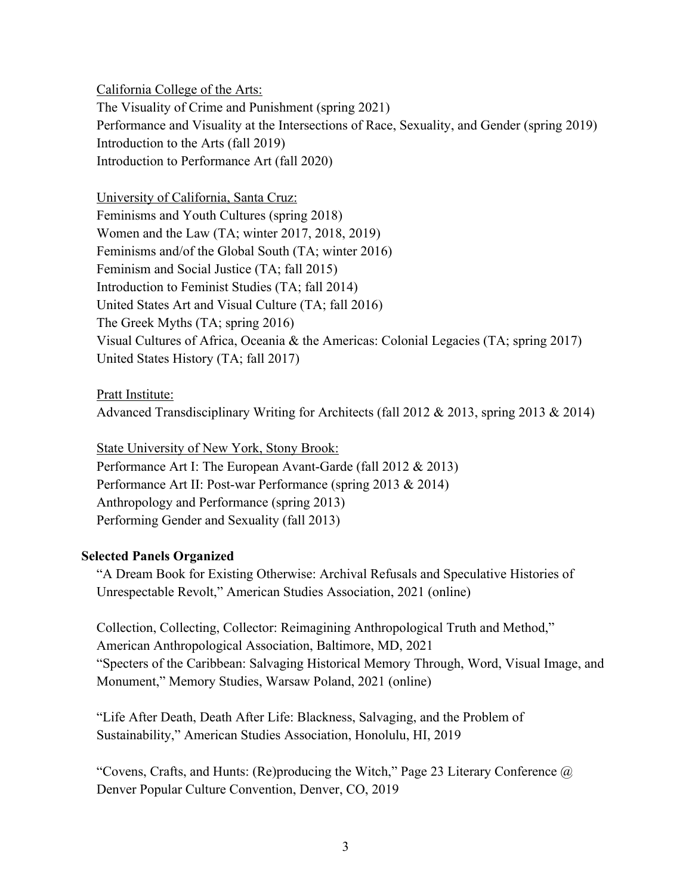<u>California College of the Arts:</u>
The Visuality of Crime and Punishment (spring 2021)
Performance and Visuality at the Intersections of Race, Sexuality, and Gender (spring 2019)
Introduction to the Arts (fall 2019)
Introduction to Performance Art (fall 2020)

<u>University of California, Santa Cruz:</u>
Feminisms and Youth Cultures (spring 2018)
Women and the Law (TA; winter 2017, 2018, 2019)
Feminisms and/of the Global South (TA; winter 2016)
Feminism and Social Justice (TA; fall 2015)
Introduction to Feminist Studies (TA; fall 2014)
United States Art and Visual Culture (TA; fall 2016)
The Greek Myths (TA; spring 2016)
Visual Cultures of Africa, Oceania & the Americas: Colonial Legacies (TA; spring 2017)
United States History (TA; fall 2017)

<u>Pratt Institute:</u>
Advanced Transdisciplinary Writing for Architects (fall 2012 & 2013, spring 2013 & 2014)

<u>State University of New York, Stony Brook:</u>
Performance Art I: The European Avant-Garde (fall 2012 & 2013)
Performance Art II: Post-war Performance (spring 2013 & 2014)
Anthropology and Performance (spring 2013)
Performing Gender and Sexuality (fall 2013)

**Selected Panels Organized**

"A Dream Book for Existing Otherwise: Archival Refusals and Speculative Histories of Unrespectable Revolt," American Studies Association, 2021 (online)

Collection, Collecting, Collector: Reimagining Anthropological Truth and Method," American Anthropological Association, Baltimore, MD, 2021
"Specters of the Caribbean: Salvaging Historical Memory Through, Word, Visual Image, and Monument," Memory Studies, Warsaw Poland, 2021 (online)

"Life After Death, Death After Life: Blackness, Salvaging, and the Problem of Sustainability," American Studies Association, Honolulu, HI, 2019

"Covens, Crafts, and Hunts: (Re)producing the Witch," Page 23 Literary Conference @ Denver Popular Culture Convention, Denver, CO, 2019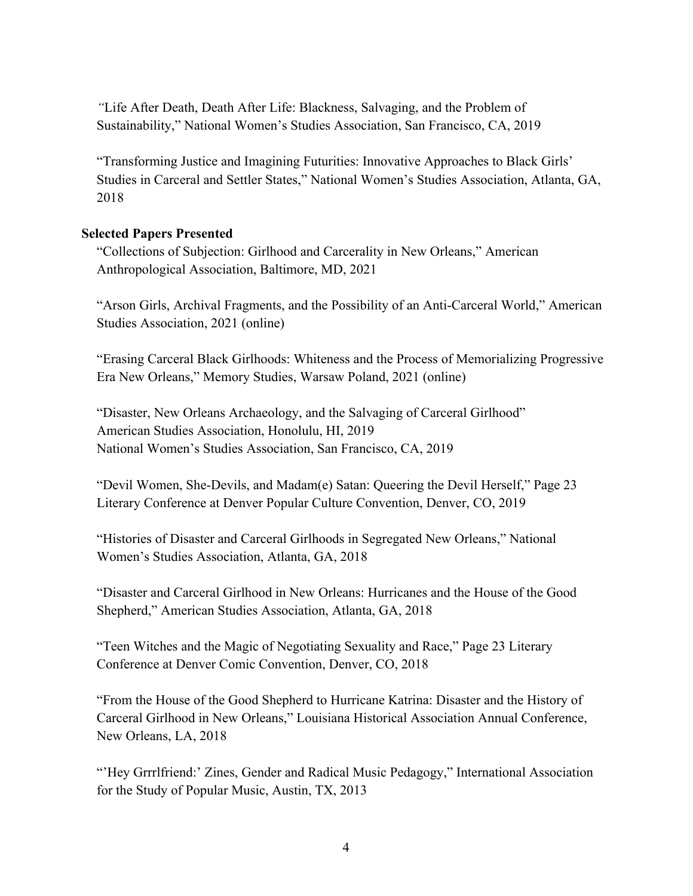"Life After Death, Death After Life: Blackness, Salvaging, and the Problem of Sustainability," National Women's Studies Association, San Francisco, CA, 2019

"Transforming Justice and Imagining Futurities: Innovative Approaches to Black Girls' Studies in Carceral and Settler States," National Women's Studies Association, Atlanta, GA, 2018

**Selected Papers Presented**

"Collections of Subjection: Girlhood and Carcerality in New Orleans," American Anthropological Association, Baltimore, MD, 2021

"Arson Girls, Archival Fragments, and the Possibility of an Anti-Carceral World," American Studies Association, 2021 (online)

"Erasing Carceral Black Girlhoods: Whiteness and the Process of Memorializing Progressive Era New Orleans," Memory Studies, Warsaw Poland, 2021 (online)

"Disaster, New Orleans Archaeology, and the Salvaging of Carceral Girlhood"
American Studies Association, Honolulu, HI, 2019
National Women's Studies Association, San Francisco, CA, 2019

"Devil Women, She-Devils, and Madam(e) Satan: Queering the Devil Herself," Page 23 Literary Conference at Denver Popular Culture Convention, Denver, CO, 2019

"Histories of Disaster and Carceral Girlhoods in Segregated New Orleans," National Women's Studies Association, Atlanta, GA, 2018

"Disaster and Carceral Girlhood in New Orleans: Hurricanes and the House of the Good Shepherd," American Studies Association, Atlanta, GA, 2018

"Teen Witches and the Magic of Negotiating Sexuality and Race," Page 23 Literary Conference at Denver Comic Convention, Denver, CO, 2018

"From the House of the Good Shepherd to Hurricane Katrina: Disaster and the History of Carceral Girlhood in New Orleans," Louisiana Historical Association Annual Conference, New Orleans, LA, 2018

"'Hey Grrrlfriend:' Zines, Gender and Radical Music Pedagogy," International Association for the Study of Popular Music, Austin, TX, 2013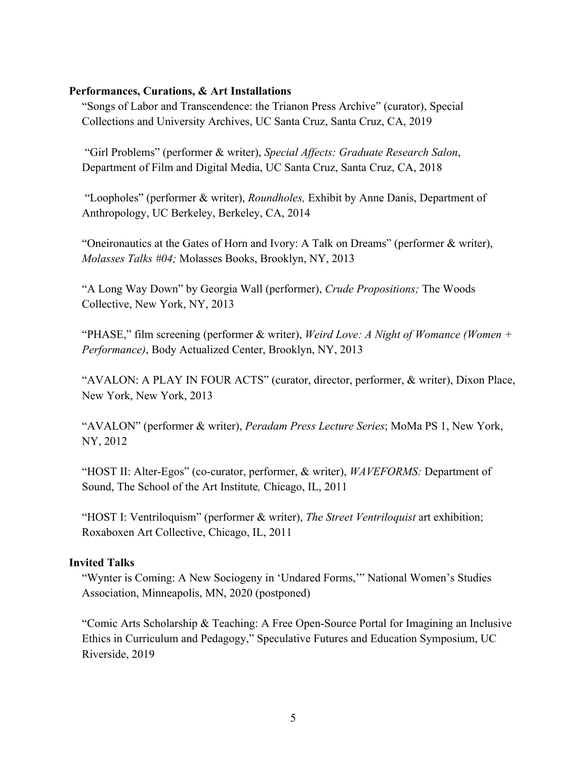**Performances, Curations, & Art Installations**

"Songs of Labor and Transcendence: the Trianon Press Archive" (curator), Special Collections and University Archives, UC Santa Cruz, Santa Cruz, CA, 2019

"Girl Problems" (performer & writer), *Special Affects: Graduate Research Salon*, Department of Film and Digital Media, UC Santa Cruz, Santa Cruz, CA, 2018

"Loopholes" (performer & writer), *Roundholes,* Exhibit by Anne Danis, Department of Anthropology, UC Berkeley, Berkeley, CA, 2014

"Oneironautics at the Gates of Horn and Ivory: A Talk on Dreams" (performer & writer), *Molasses Talks #04;* Molasses Books, Brooklyn, NY, 2013

"A Long Way Down" by Georgia Wall (performer), *Crude Propositions;* The Woods Collective, New York, NY, 2013

"PHASE," film screening (performer & writer), *Weird Love: A Night of Womance (Women + Performance)*, Body Actualized Center, Brooklyn, NY, 2013

"AVALON: A PLAY IN FOUR ACTS" (curator, director, performer, & writer), Dixon Place, New York, New York, 2013

"AVALON" (performer & writer), *Peradam Press Lecture Series*; MoMa PS 1, New York, NY, 2012

"HOST II: Alter-Egos" (co-curator, performer, & writer), *WAVEFORMS:* Department of Sound, The School of the Art Institute*,* Chicago, IL, 2011

"HOST I: Ventriloquism" (performer & writer), *The Street Ventriloquist* art exhibition; Roxaboxen Art Collective, Chicago, IL, 2011

**Invited Talks**

"Wynter is Coming: A New Sociogeny in 'Undared Forms,'" National Women's Studies Association, Minneapolis, MN, 2020 (postponed)

"Comic Arts Scholarship & Teaching: A Free Open-Source Portal for Imagining an Inclusive Ethics in Curriculum and Pedagogy," Speculative Futures and Education Symposium, UC Riverside, 2019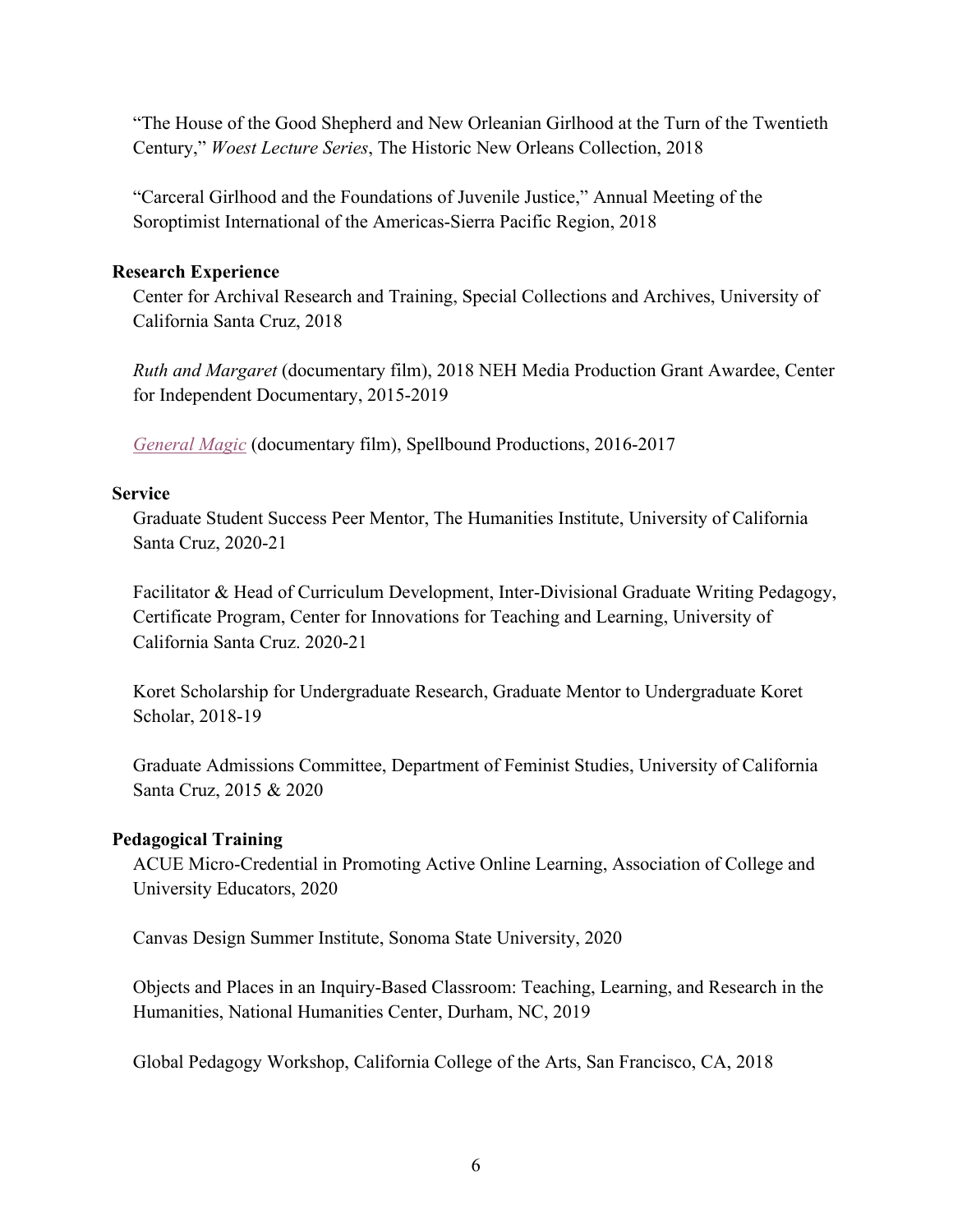"The House of the Good Shepherd and New Orleanian Girlhood at the Turn of the Twentieth Century," *Woest Lecture Series*, The Historic New Orleans Collection, 2018

"Carceral Girlhood and the Foundations of Juvenile Justice," Annual Meeting of the Soroptimist International of the Americas-Sierra Pacific Region, 2018

**Research Experience**

Center for Archival Research and Training, Special Collections and Archives, University of California Santa Cruz, 2018

*Ruth and Margaret* (documentary film), 2018 NEH Media Production Grant Awardee, Center for Independent Documentary, 2015-2019

*General Magic* (documentary film), Spellbound Productions, 2016-2017

**Service**

Graduate Student Success Peer Mentor, The Humanities Institute, University of California Santa Cruz, 2020-21

Facilitator & Head of Curriculum Development, Inter-Divisional Graduate Writing Pedagogy, Certificate Program, Center for Innovations for Teaching and Learning, University of California Santa Cruz. 2020-21

Koret Scholarship for Undergraduate Research, Graduate Mentor to Undergraduate Koret Scholar, 2018-19

Graduate Admissions Committee, Department of Feminist Studies, University of California Santa Cruz, 2015 & 2020

**Pedagogical Training**

ACUE Micro-Credential in Promoting Active Online Learning, Association of College and University Educators, 2020

Canvas Design Summer Institute, Sonoma State University, 2020

Objects and Places in an Inquiry-Based Classroom: Teaching, Learning, and Research in the Humanities, National Humanities Center, Durham, NC, 2019

Global Pedagogy Workshop, California College of the Arts, San Francisco, CA, 2018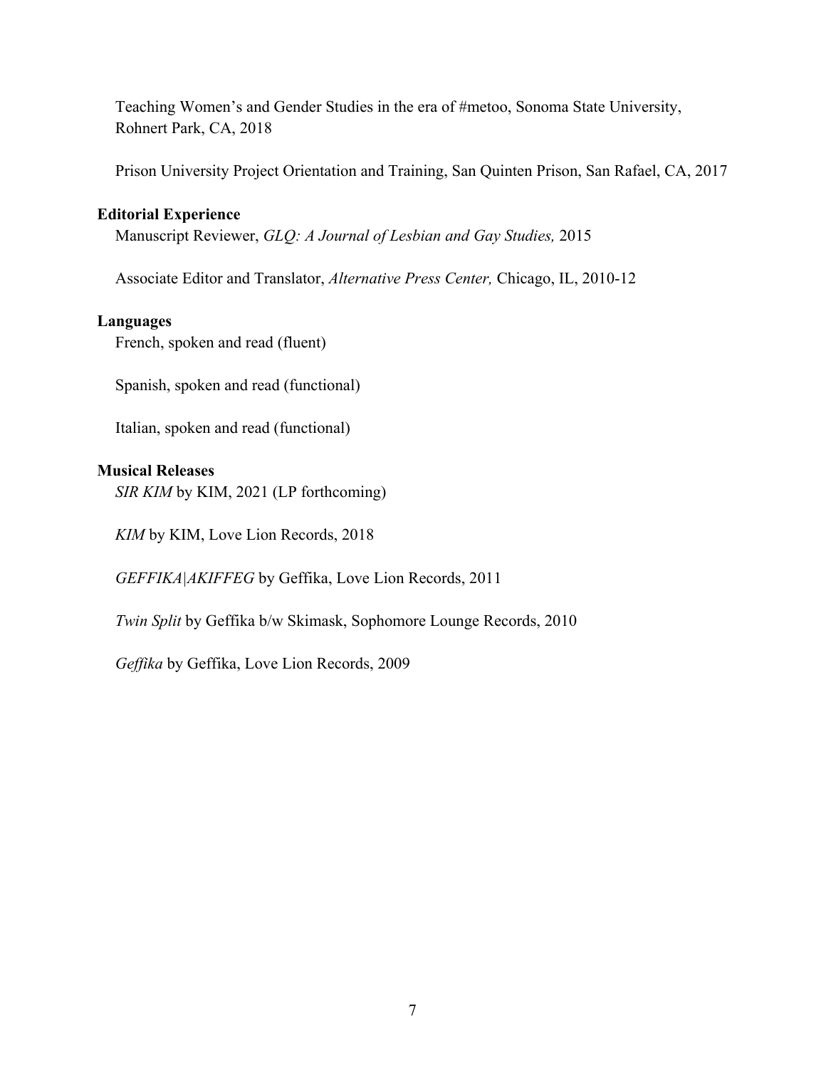Teaching Women's and Gender Studies in the era of #metoo, Sonoma State University, Rohnert Park, CA, 2018

Prison University Project Orientation and Training, San Quinten Prison, San Rafael, CA, 2017

**Editorial Experience**

Manuscript Reviewer, *GLQ: A Journal of Lesbian and Gay Studies,* 2015

Associate Editor and Translator, *Alternative Press Center,* Chicago, IL, 2010-12

**Languages**

French, spoken and read (fluent)

Spanish, spoken and read (functional)

Italian, spoken and read (functional)

**Musical Releases**

*SIR KIM* by KIM, 2021 (LP forthcoming)

*KIM* by KIM, Love Lion Records, 2018

*GEFFIKA|AKIFFEG* by Geffika, Love Lion Records, 2011

*Twin Split* by Geffika b/w Skimask, Sophomore Lounge Records, 2010

*Geffika* by Geffika, Love Lion Records, 2009